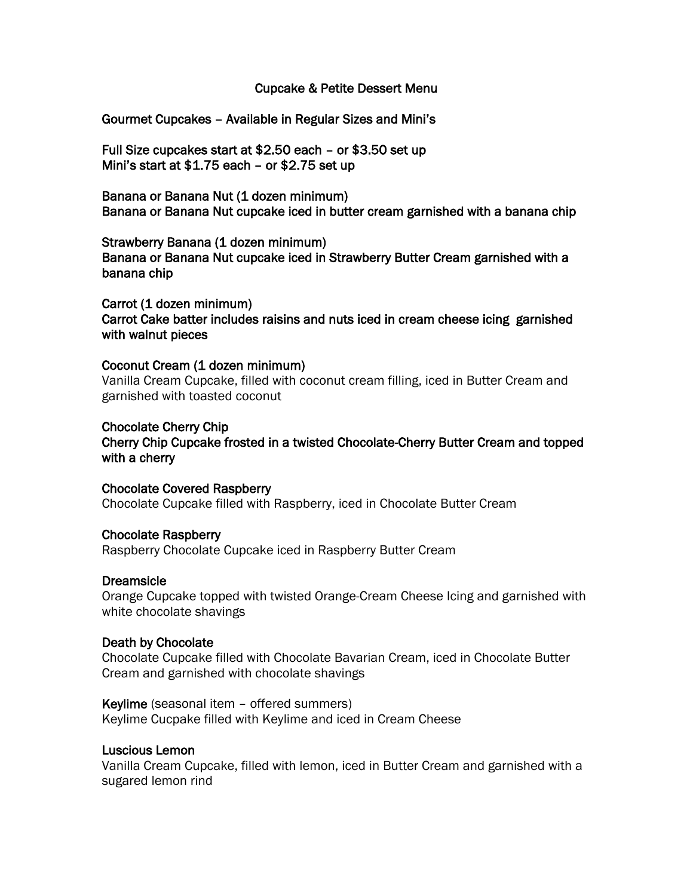# Cupcake & Petite Dessert Menu

## Gourmet Cupcakes – Available in Regular Sizes and Mini's

Full Size cupcakes start at $2.50 each – or $3.50 set up
Mini's start at $1.75 each – or $2.75 set up

**Banana or Banana Nut (1 dozen minimum)**
Banana or Banana Nut cupcake iced in butter cream garnished with a banana chip

**Strawberry Banana (1 dozen minimum)**
Banana or Banana Nut cupcake iced in Strawberry Butter Cream garnished with a banana chip

**Carrot (1 dozen minimum)**
Carrot Cake batter includes raisins and nuts iced in cream cheese icing garnished with walnut pieces

**Coconut Cream (1 dozen minimum)**
Vanilla Cream Cupcake, filled with coconut cream filling, iced in Butter Cream and garnished with toasted coconut

**Chocolate Cherry Chip**
Cherry Chip Cupcake frosted in a twisted Chocolate-Cherry Butter Cream and topped with a cherry

**Chocolate Covered Raspberry**
Chocolate Cupcake filled with Raspberry, iced in Chocolate Butter Cream

**Chocolate Raspberry**
Raspberry Chocolate Cupcake iced in Raspberry Butter Cream

**Dreamsicle**
Orange Cupcake topped with twisted Orange-Cream Cheese Icing and garnished with white chocolate shavings

**Death by Chocolate**
Chocolate Cupcake filled with Chocolate Bavarian Cream, iced in Chocolate Butter Cream and garnished with chocolate shavings

**Keylime** (seasonal item – offered summers)
Keylime Cucpake filled with Keylime and iced in Cream Cheese

**Luscious Lemon**
Vanilla Cream Cupcake, filled with lemon, iced in Butter Cream and garnished with a sugared lemon rind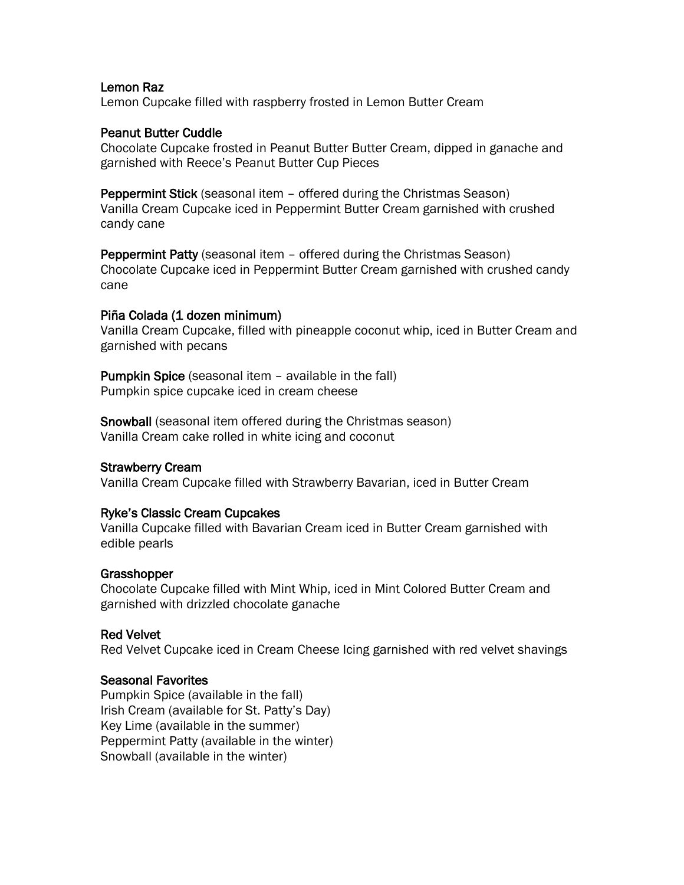**Lemon Raz**
Lemon Cupcake filled with raspberry frosted in Lemon Butter Cream

**Peanut Butter Cuddle**
Chocolate Cupcake frosted in Peanut Butter Butter Cream, dipped in ganache and garnished with Reece's Peanut Butter Cup Pieces

**Peppermint Stick** (seasonal item – offered during the Christmas Season)
Vanilla Cream Cupcake iced in Peppermint Butter Cream garnished with crushed candy cane

**Peppermint Patty** (seasonal item – offered during the Christmas Season)
Chocolate Cupcake iced in Peppermint Butter Cream garnished with crushed candy cane

**Piña Colada (1 dozen minimum)**
Vanilla Cream Cupcake, filled with pineapple coconut whip, iced in Butter Cream and garnished with pecans

**Pumpkin Spice** (seasonal item – available in the fall)
Pumpkin spice cupcake iced in cream cheese

**Snowball** (seasonal item offered during the Christmas season)
Vanilla Cream cake rolled in white icing and coconut

**Strawberry Cream**
Vanilla Cream Cupcake filled with Strawberry Bavarian, iced in Butter Cream

**Ryke's Classic Cream Cupcakes**
Vanilla Cupcake filled with Bavarian Cream iced in Butter Cream garnished with edible pearls

**Grasshopper**
Chocolate Cupcake filled with Mint Whip, iced in Mint Colored Butter Cream and garnished with drizzled chocolate ganache

**Red Velvet**
Red Velvet Cupcake iced in Cream Cheese Icing garnished with red velvet shavings

**Seasonal Favorites**
Pumpkin Spice (available in the fall)
Irish Cream (available for St. Patty's Day)
Key Lime (available in the summer)
Peppermint Patty (available in the winter)
Snowball (available in the winter)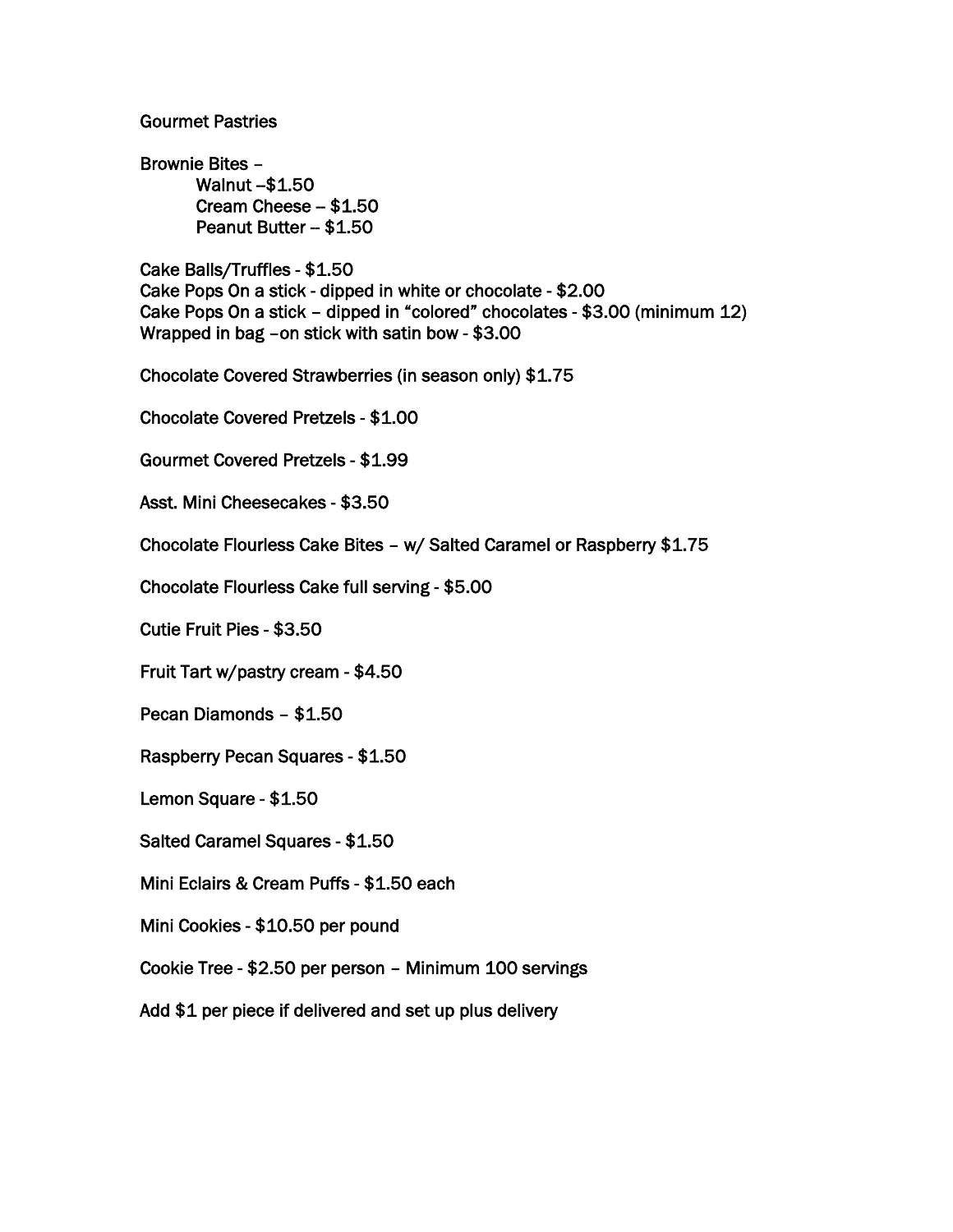Gourmet Pastries

Brownie Bites –

- Walnut –$1.50
- Cream Cheese – $1.50
- Peanut Butter – $1.50

Cake Balls/Truffles - $1.50
Cake Pops On a stick - dipped in white or chocolate - $2.00
Cake Pops On a stick – dipped in "colored" chocolates - $3.00 (minimum 12)
Wrapped in bag –on stick with satin bow - $3.00

Chocolate Covered Strawberries (in season only) $1.75

Chocolate Covered Pretzels - $1.00

Gourmet Covered Pretzels - $1.99

Asst. Mini Cheesecakes - $3.50

Chocolate Flourless Cake Bites – w/ Salted Caramel or Raspberry $1.75

Chocolate Flourless Cake full serving - $5.00

Cutie Fruit Pies - $3.50

Fruit Tart w/pastry cream - $4.50

Pecan Diamonds – $1.50

Raspberry Pecan Squares - $1.50

Lemon Square - $1.50

Salted Caramel Squares - $1.50

Mini Eclairs & Cream Puffs - $1.50 each

Mini Cookies - $10.50 per pound

Cookie Tree - $2.50 per person – Minimum 100 servings

Add $1 per piece if delivered and set up plus delivery